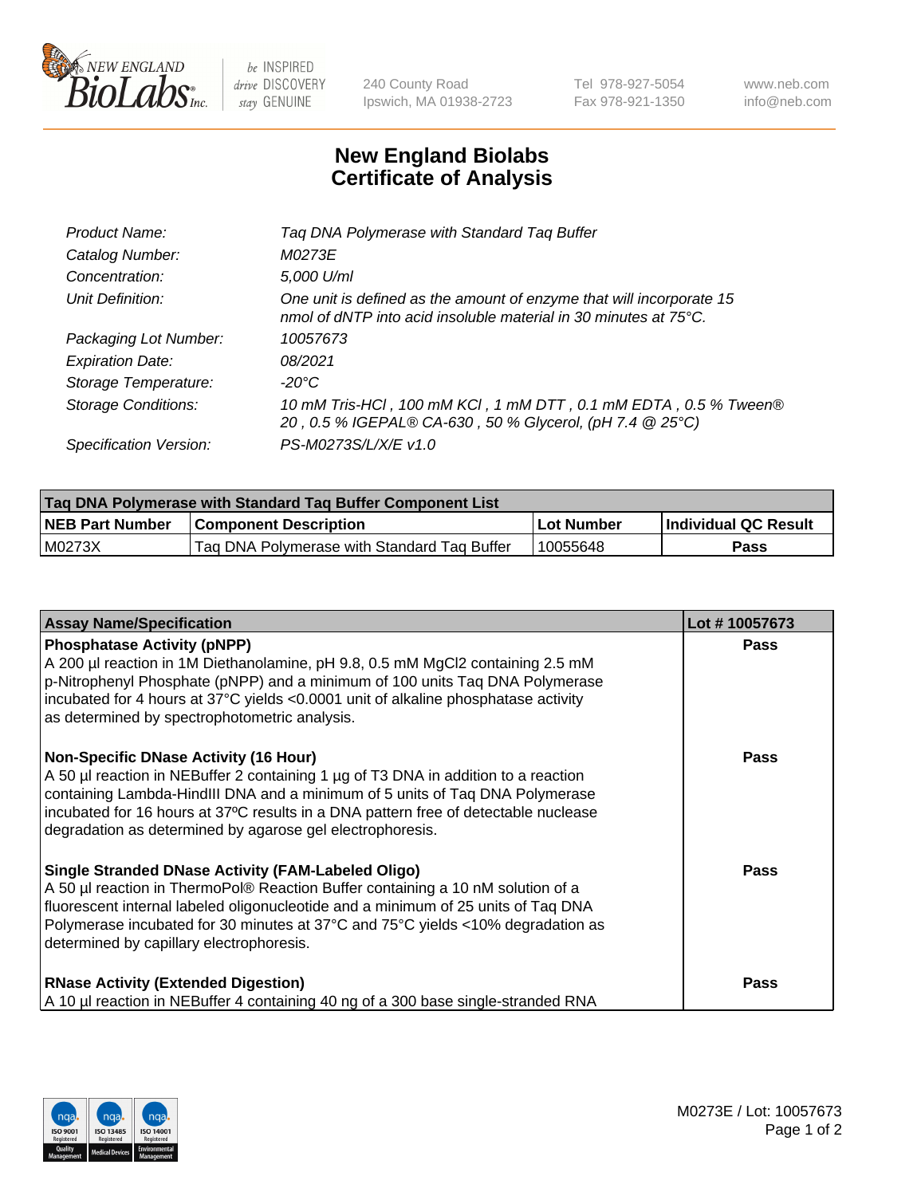# New England Biolabs
# Certificate of Analysis

| | |
|---|---|
| *Product Name:* | *Taq DNA Polymerase with Standard Taq Buffer* |
| *Catalog Number:* | *M0273E* |
| *Concentration:* | *5,000 U/ml* |
| *Unit Definition:* | *One unit is defined as the amount of enzyme that will incorporate 15 nmol of dNTP into acid insoluble material in 30 minutes at 75°C.* |
| *Packaging Lot Number:* | *10057673* |
| *Expiration Date:* | *08/2021* |
| *Storage Temperature:* | *-20°C* |
| *Storage Conditions:* | *10 mM Tris-HCl , 100 mM KCl , 1 mM DTT , 0.1 mM EDTA , 0.5 % Tween® 20 , 0.5 % IGEPAL® CA-630 , 50 % Glycerol, (pH 7.4 @ 25°C)* |
| *Specification Version:* | *PS-M0273S/L/X/E v1.0* |

| Taq DNA Polymerase with Standard Taq Buffer Component List | | | |
|---|---|---|---|
| **NEB Part Number** | **Component Description** | **Lot Number** | **Individual QC Result** |
| M0273X | Taq DNA Polymerase with Standard Taq Buffer | 10055648 | **Pass** |

| Assay Name/Specification | Lot # 10057673 |
|---|---|
| **Phosphatase Activity (pNPP)**<br>A 200 µl reaction in 1M Diethanolamine, pH 9.8, 0.5 mM MgCl2 containing 2.5 mM p-Nitrophenyl Phosphate (pNPP) and a minimum of 100 units Taq DNA Polymerase incubated for 4 hours at 37°C yields <0.0001 unit of alkaline phosphatase activity as determined by spectrophotometric analysis. | **Pass** |
| **Non-Specific DNase Activity (16 Hour)**<br>A 50 µl reaction in NEBuffer 2 containing 1 µg of T3 DNA in addition to a reaction containing Lambda-HindIII DNA and a minimum of 5 units of Taq DNA Polymerase incubated for 16 hours at 37ºC results in a DNA pattern free of detectable nuclease degradation as determined by agarose gel electrophoresis. | **Pass** |
| **Single Stranded DNase Activity (FAM-Labeled Oligo)**<br>A 50 µl reaction in ThermoPol® Reaction Buffer containing a 10 nM solution of a fluorescent internal labeled oligonucleotide and a minimum of 25 units of Taq DNA Polymerase incubated for 30 minutes at 37°C and 75°C yields <10% degradation as determined by capillary electrophoresis. | **Pass** |
| **RNase Activity (Extended Digestion)**<br>A 10 µl reaction in NEBuffer 4 containing 40 ng of a 300 base single-stranded RNA | **Pass** |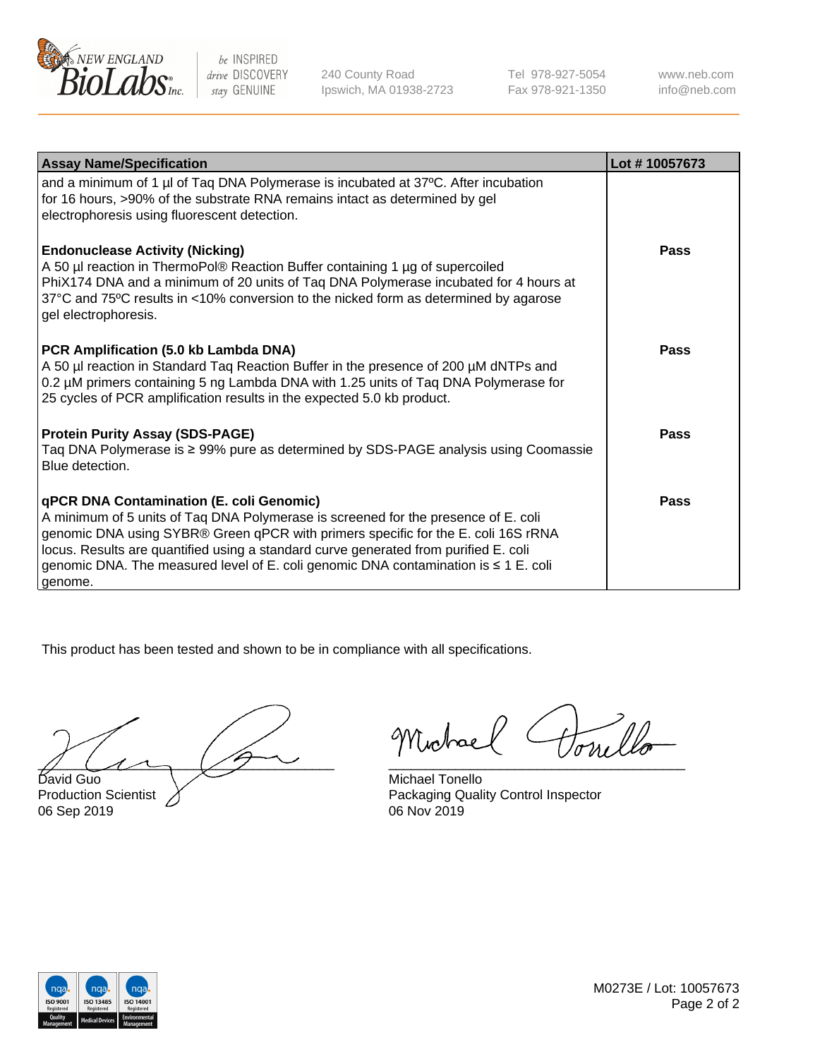| Assay Name/Specification | Lot # 10057673 |
|---|---|
| and a minimum of 1 µl of Taq DNA Polymerase is incubated at 37ºC. After incubation for 16 hours, >90% of the substrate RNA remains intact as determined by gel electrophoresis using fluorescent detection. | |
| **Endonuclease Activity (Nicking)**<br>A 50 µl reaction in ThermoPol® Reaction Buffer containing 1 µg of supercoiled PhiX174 DNA and a minimum of 20 units of Taq DNA Polymerase incubated for 4 hours at 37°C and 75ºC results in <10% conversion to the nicked form as determined by agarose gel electrophoresis. | **Pass** |
| **PCR Amplification (5.0 kb Lambda DNA)**<br>A 50 µl reaction in Standard Taq Reaction Buffer in the presence of 200 µM dNTPs and 0.2 µM primers containing 5 ng Lambda DNA with 1.25 units of Taq DNA Polymerase for 25 cycles of PCR amplification results in the expected 5.0 kb product. | **Pass** |
| **Protein Purity Assay (SDS-PAGE)**<br>Taq DNA Polymerase is ≥ 99% pure as determined by SDS-PAGE analysis using Coomassie Blue detection. | **Pass** |
| **qPCR DNA Contamination (E. coli Genomic)**<br>A minimum of 5 units of Taq DNA Polymerase is screened for the presence of E. coli genomic DNA using SYBR® Green qPCR with primers specific for the E. coli 16S rRNA locus. Results are quantified using a standard curve generated from purified E. coli genomic DNA. The measured level of E. coli genomic DNA contamination is ≤ 1 E. coli genome. | **Pass** |

This product has been tested and shown to be in compliance with all specifications.

David Guo
Production Scientist
06 Sep 2019

Michael Tonello
Packaging Quality Control Inspector
06 Nov 2019

M0273E / Lot: 10057673